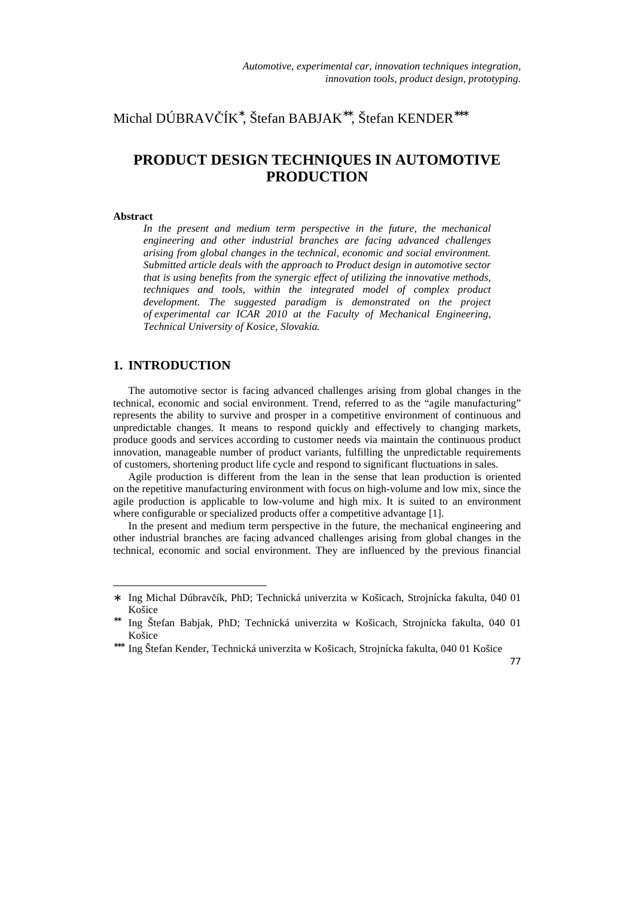*Automotive, experimental car, innovation techniques integration, innovation tools, product design, prototyping.*

Michal DÚBRAVČÍK*, Štefan BABJAK**, Štefan KENDER***

# PRODUCT DESIGN TECHNIQUES IN AUTOMOTIVE PRODUCTION

**Abstract**

*In the present and medium term perspective in the future, the mechanical engineering and other industrial branches are facing advanced challenges arising from global changes in the technical, economic and social environment. Submitted article deals with the approach to Product design in automotive sector that is using benefits from the synergic effect of utilizing the innovative methods, techniques and tools, within the integrated model of complex product development. The suggested paradigm is demonstrated on the project of experimental car ICAR 2010 at the Faculty of Mechanical Engineering, Technical University of Kosice, Slovakia.*

## 1. INTRODUCTION

The automotive sector is facing advanced challenges arising from global changes in the technical, economic and social environment. Trend, referred to as the "agile manufacturing" represents the ability to survive and prosper in a competitive environment of continuous and unpredictable changes. It means to respond quickly and effectively to changing markets, produce goods and services according to customer needs via maintain the continuous product innovation, manageable number of product variants, fulfilling the unpredictable requirements of customers, shortening product life cycle and respond to significant fluctuations in sales.

Agile production is different from the lean in the sense that lean production is oriented on the repetitive manufacturing environment with focus on high-volume and low mix, since the agile production is applicable to low-volume and high mix. It is suited to an environment where configurable or specialized products offer a competitive advantage [1].

In the present and medium term perspective in the future, the mechanical engineering and other industrial branches are facing advanced challenges arising from global changes in the technical, economic and social environment. They are influenced by the previous financial

---

* Ing Michal Dúbravčík, PhD; Technická univerzita w Košicach, Strojnícka fakulta, 040 01 Košice

** Ing Štefan Babjak, PhD; Technická univerzita w Košicach, Strojnícka fakulta, 040 01 Košice

*** Ing Štefan Kender, Technická univerzita w Košicach, Strojnícka fakulta, 040 01 Košice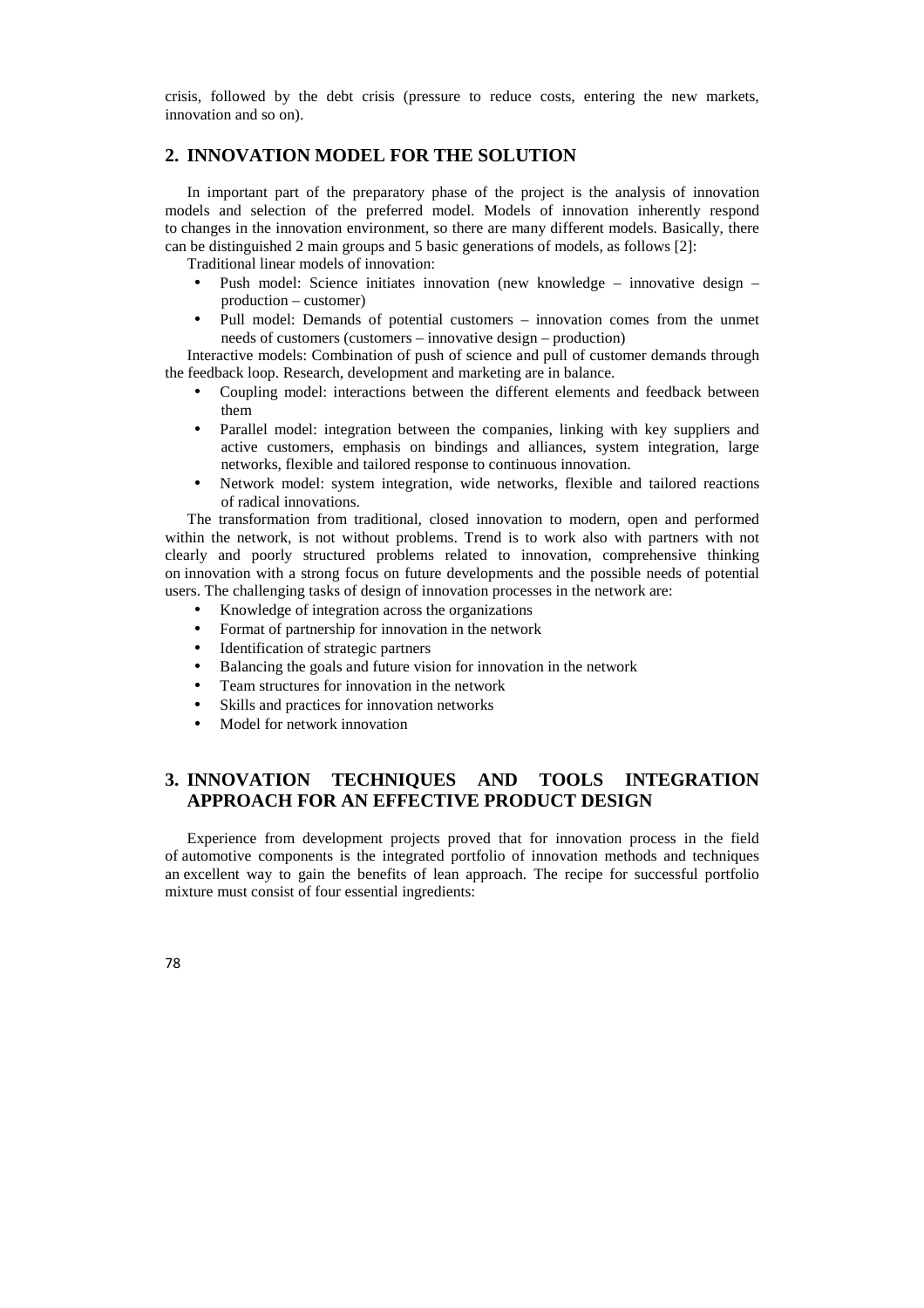crisis, followed by the debt crisis (pressure to reduce costs, entering the new markets, innovation and so on).

## 2. INNOVATION MODEL FOR THE SOLUTION

In important part of the preparatory phase of the project is the analysis of innovation models and selection of the preferred model. Models of innovation inherently respond to changes in the innovation environment, so there are many different models. Basically, there can be distinguished 2 main groups and 5 basic generations of models, as follows [2]:

Traditional linear models of innovation:

- Push model: Science initiates innovation (new knowledge – innovative design – production – customer)
- Pull model: Demands of potential customers – innovation comes from the unmet needs of customers (customers – innovative design – production)

Interactive models: Combination of push of science and pull of customer demands through the feedback loop. Research, development and marketing are in balance.

- Coupling model: interactions between the different elements and feedback between them
- Parallel model: integration between the companies, linking with key suppliers and active customers, emphasis on bindings and alliances, system integration, large networks, flexible and tailored response to continuous innovation.
- Network model: system integration, wide networks, flexible and tailored reactions of radical innovations.

The transformation from traditional, closed innovation to modern, open and performed within the network, is not without problems. Trend is to work also with partners with not clearly and poorly structured problems related to innovation, comprehensive thinking on innovation with a strong focus on future developments and the possible needs of potential users. The challenging tasks of design of innovation processes in the network are:

- Knowledge of integration across the organizations
- Format of partnership for innovation in the network
- Identification of strategic partners
- Balancing the goals and future vision for innovation in the network
- Team structures for innovation in the network
- Skills and practices for innovation networks
- Model for network innovation

## 3. INNOVATION TECHNIQUES AND TOOLS INTEGRATION APPROACH FOR AN EFFECTIVE PRODUCT DESIGN

Experience from development projects proved that for innovation process in the field of automotive components is the integrated portfolio of innovation methods and techniques an excellent way to gain the benefits of lean approach. The recipe for successful portfolio mixture must consist of four essential ingredients: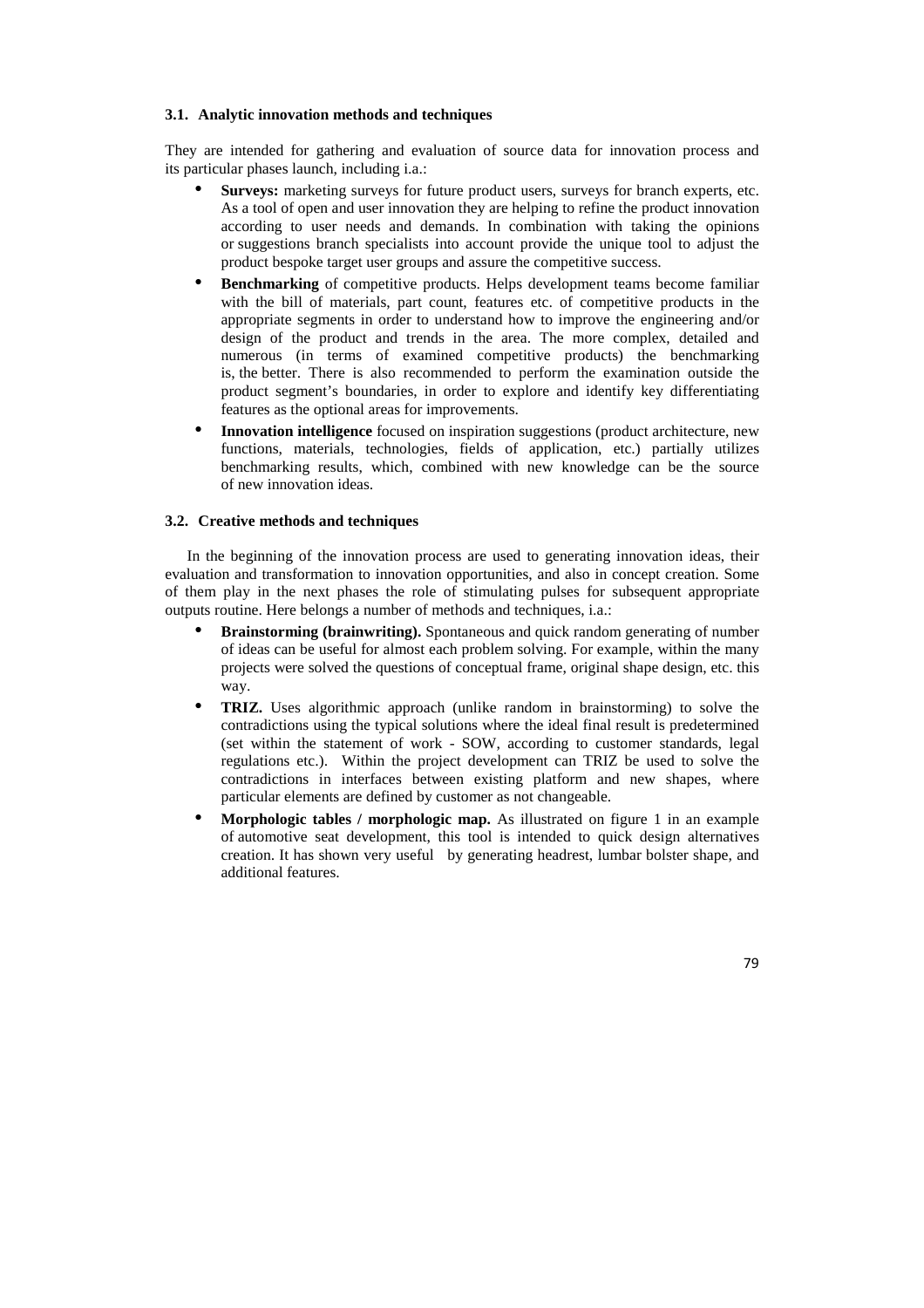### 3.1. Analytic innovation methods and techniques

They are intended for gathering and evaluation of source data for innovation process and its particular phases launch, including i.a.:

- **Surveys:** marketing surveys for future product users, surveys for branch experts, etc. As a tool of open and user innovation they are helping to refine the product innovation according to user needs and demands. In combination with taking the opinions or suggestions branch specialists into account provide the unique tool to adjust the product bespoke target user groups and assure the competitive success.
- **Benchmarking** of competitive products. Helps development teams become familiar with the bill of materials, part count, features etc. of competitive products in the appropriate segments in order to understand how to improve the engineering and/or design of the product and trends in the area. The more complex, detailed and numerous (in terms of examined competitive products) the benchmarking is, the better. There is also recommended to perform the examination outside the product segment's boundaries, in order to explore and identify key differentiating features as the optional areas for improvements.
- **Innovation intelligence** focused on inspiration suggestions (product architecture, new functions, materials, technologies, fields of application, etc.) partially utilizes benchmarking results, which, combined with new knowledge can be the source of new innovation ideas.

### 3.2. Creative methods and techniques

In the beginning of the innovation process are used to generating innovation ideas, their evaluation and transformation to innovation opportunities, and also in concept creation. Some of them play in the next phases the role of stimulating pulses for subsequent appropriate outputs routine. Here belongs a number of methods and techniques, i.a.:

- **Brainstorming (brainwriting).** Spontaneous and quick random generating of number of ideas can be useful for almost each problem solving. For example, within the many projects were solved the questions of conceptual frame, original shape design, etc. this way.
- **TRIZ.** Uses algorithmic approach (unlike random in brainstorming) to solve the contradictions using the typical solutions where the ideal final result is predetermined (set within the statement of work - SOW, according to customer standards, legal regulations etc.). Within the project development can TRIZ be used to solve the contradictions in interfaces between existing platform and new shapes, where particular elements are defined by customer as not changeable.
- **Morphologic tables / morphologic map.** As illustrated on figure 1 in an example of automotive seat development, this tool is intended to quick design alternatives creation. It has shown very useful by generating headrest, lumbar bolster shape, and additional features.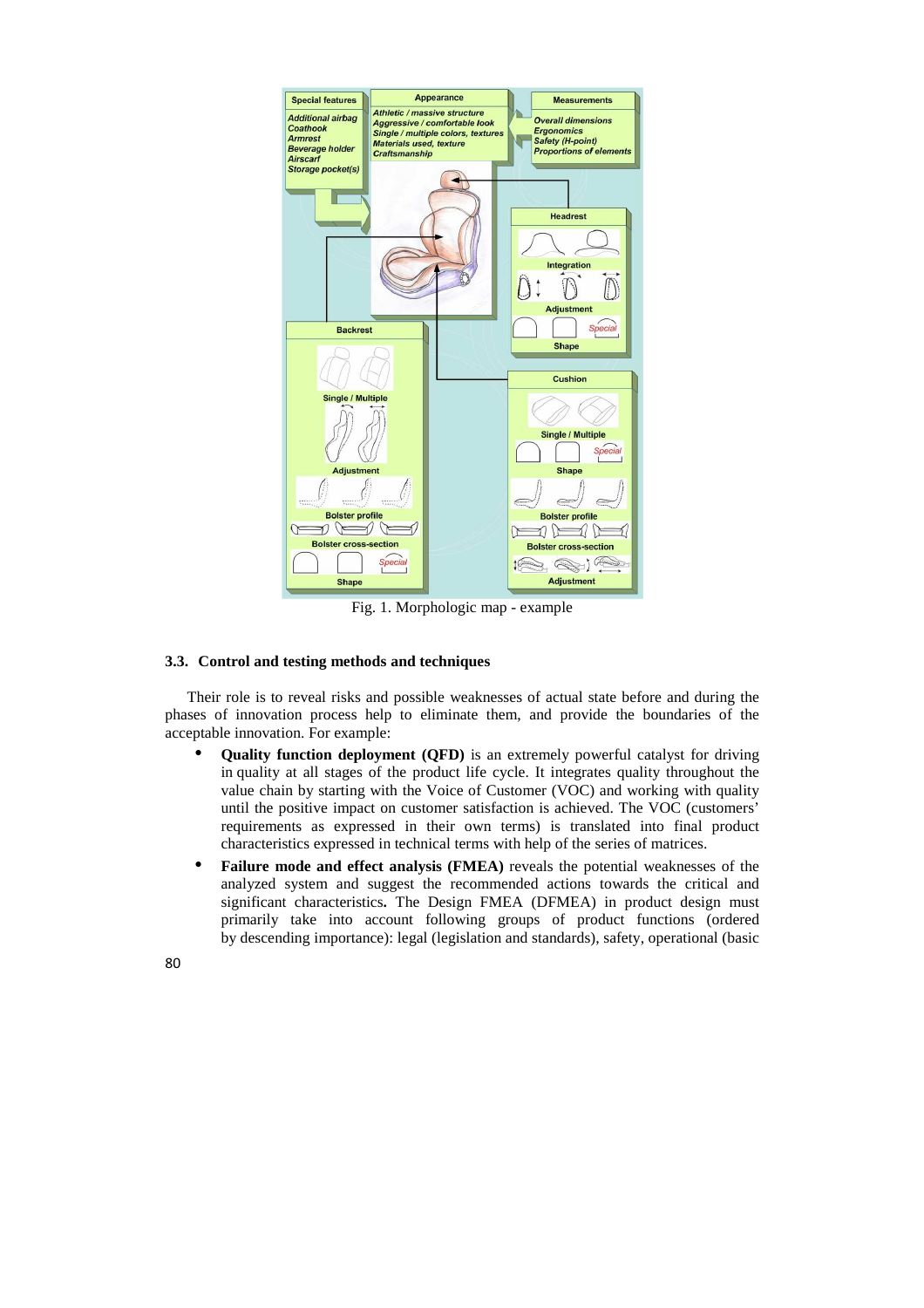Fig. 1. Morphologic map - example

### 3.3. Control and testing methods and techniques

Their role is to reveal risks and possible weaknesses of actual state before and during the phases of innovation process help to eliminate them, and provide the boundaries of the acceptable innovation. For example:

- **Quality function deployment (QFD)** is an extremely powerful catalyst for driving in quality at all stages of the product life cycle. It integrates quality throughout the value chain by starting with the Voice of Customer (VOC) and working with quality until the positive impact on customer satisfaction is achieved. The VOC (customers' requirements as expressed in their own terms) is translated into final product characteristics expressed in technical terms with help of the series of matrices.
- **Failure mode and effect analysis (FMEA)** reveals the potential weaknesses of the analyzed system and suggest the recommended actions towards the critical and significant characteristics**.** The Design FMEA (DFMEA) in product design must primarily take into account following groups of product functions (ordered by descending importance): legal (legislation and standards), safety, operational (basic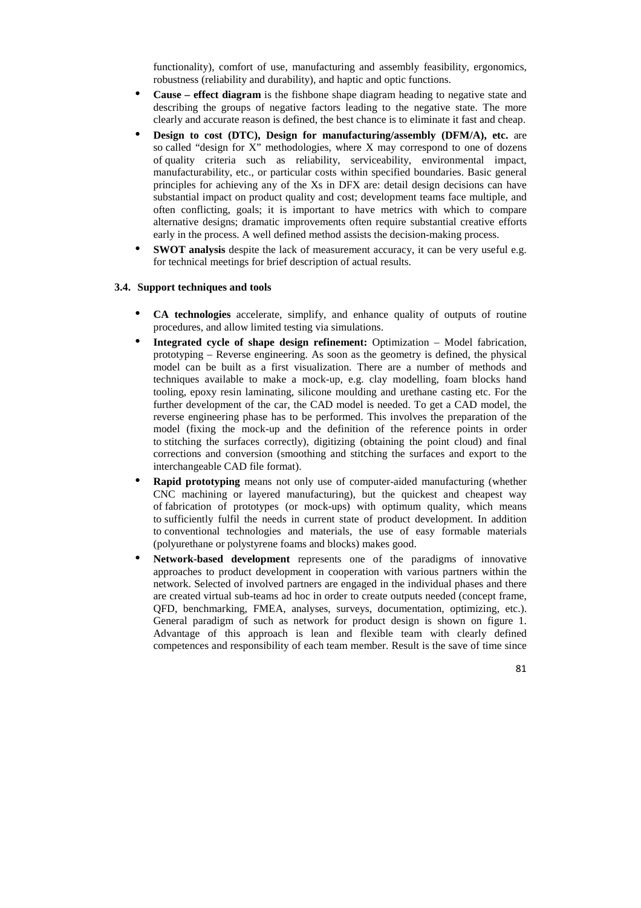functionality), comfort of use, manufacturing and assembly feasibility, ergonomics, robustness (reliability and durability), and haptic and optic functions.

- **Cause – effect diagram** is the fishbone shape diagram heading to negative state and describing the groups of negative factors leading to the negative state. The more clearly and accurate reason is defined, the best chance is to eliminate it fast and cheap.
- **Design to cost (DTC), Design for manufacturing/assembly (DFM/A), etc.** are so called "design for X" methodologies, where X may correspond to one of dozens of quality criteria such as reliability, serviceability, environmental impact, manufacturability, etc., or particular costs within specified boundaries. Basic general principles for achieving any of the Xs in DFX are: detail design decisions can have substantial impact on product quality and cost; development teams face multiple, and often conflicting, goals; it is important to have metrics with which to compare alternative designs; dramatic improvements often require substantial creative efforts early in the process. A well defined method assists the decision-making process.
- **SWOT analysis** despite the lack of measurement accuracy, it can be very useful e.g. for technical meetings for brief description of actual results.

### 3.4. Support techniques and tools

- **CA technologies** accelerate, simplify, and enhance quality of outputs of routine procedures, and allow limited testing via simulations.
- **Integrated cycle of shape design refinement:** Optimization – Model fabrication, prototyping – Reverse engineering. As soon as the geometry is defined, the physical model can be built as a first visualization. There are a number of methods and techniques available to make a mock-up, e.g. clay modelling, foam blocks hand tooling, epoxy resin laminating, silicone moulding and urethane casting etc. For the further development of the car, the CAD model is needed. To get a CAD model, the reverse engineering phase has to be performed. This involves the preparation of the model (fixing the mock-up and the definition of the reference points in order to stitching the surfaces correctly), digitizing (obtaining the point cloud) and final corrections and conversion (smoothing and stitching the surfaces and export to the interchangeable CAD file format).
- **Rapid prototyping** means not only use of computer-aided manufacturing (whether CNC machining or layered manufacturing), but the quickest and cheapest way of fabrication of prototypes (or mock-ups) with optimum quality, which means to sufficiently fulfil the needs in current state of product development. In addition to conventional technologies and materials, the use of easy formable materials (polyurethane or polystyrene foams and blocks) makes good.
- **Network-based development** represents one of the paradigms of innovative approaches to product development in cooperation with various partners within the network. Selected of involved partners are engaged in the individual phases and there are created virtual sub-teams ad hoc in order to create outputs needed (concept frame, QFD, benchmarking, FMEA, analyses, surveys, documentation, optimizing, etc.). General paradigm of such as network for product design is shown on figure 1. Advantage of this approach is lean and flexible team with clearly defined competences and responsibility of each team member. Result is the save of time since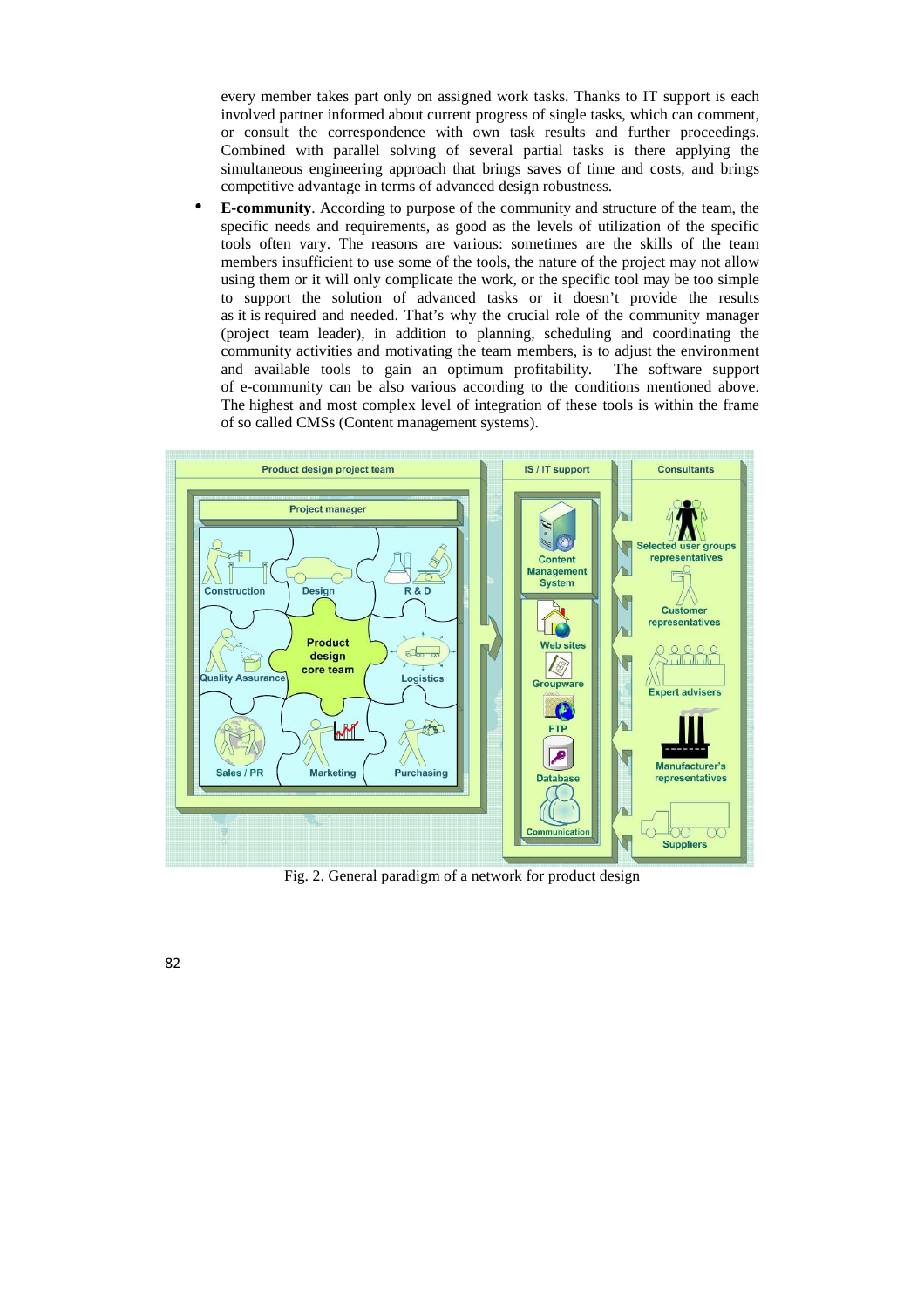every member takes part only on assigned work tasks. Thanks to IT support is each involved partner informed about current progress of single tasks, which can comment, or consult the correspondence with own task results and further proceedings. Combined with parallel solving of several partial tasks is there applying the simultaneous engineering approach that brings saves of time and costs, and brings competitive advantage in terms of advanced design robustness.

- **E-community**. According to purpose of the community and structure of the team, the specific needs and requirements, as good as the levels of utilization of the specific tools often vary. The reasons are various: sometimes are the skills of the team members insufficient to use some of the tools, the nature of the project may not allow using them or it will only complicate the work, or the specific tool may be too simple to support the solution of advanced tasks or it doesn't provide the results as it is required and needed. That's why the crucial role of the community manager (project team leader), in addition to planning, scheduling and coordinating the community activities and motivating the team members, is to adjust the environment and available tools to gain an optimum profitability. The software support of e-community can be also various according to the conditions mentioned above. The highest and most complex level of integration of these tools is within the frame of so called CMSs (Content management systems).

Fig. 2. General paradigm of a network for product design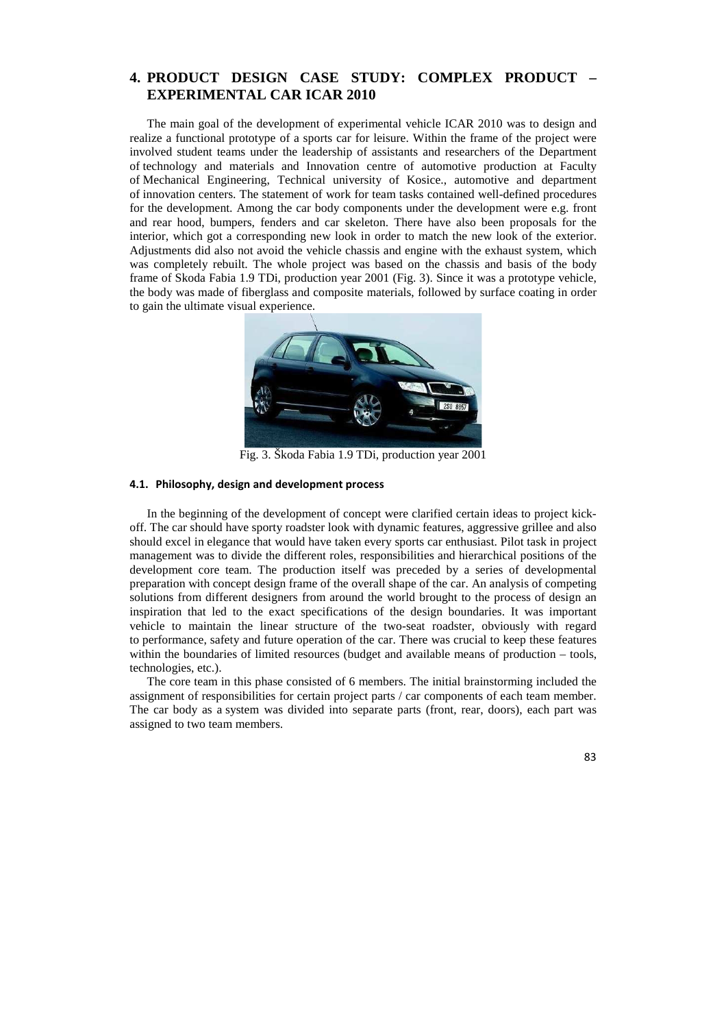# 4. PRODUCT DESIGN CASE STUDY: COMPLEX PRODUCT – EXPERIMENTAL CAR ICAR 2010

The main goal of the development of experimental vehicle ICAR 2010 was to design and realize a functional prototype of a sports car for leisure. Within the frame of the project were involved student teams under the leadership of assistants and researchers of the Department of technology and materials and Innovation centre of automotive production at Faculty of Mechanical Engineering, Technical university of Kosice., automotive and department of innovation centers. The statement of work for team tasks contained well-defined procedures for the development. Among the car body components under the development were e.g. front and rear hood, bumpers, fenders and car skeleton. There have also been proposals for the interior, which got a corresponding new look in order to match the new look of the exterior. Adjustments did also not avoid the vehicle chassis and engine with the exhaust system, which was completely rebuilt. The whole project was based on the chassis and basis of the body frame of Skoda Fabia 1.9 TDi, production year 2001 (Fig. 3). Since it was a prototype vehicle, the body was made of fiberglass and composite materials, followed by surface coating in order to gain the ultimate visual experience.

Fig. 3. Škoda Fabia 1.9 TDi, production year 2001

## 4.1. Philosophy, design and development process

In the beginning of the development of concept were clarified certain ideas to project kick-off. The car should have sporty roadster look with dynamic features, aggressive grillee and also should excel in elegance that would have taken every sports car enthusiast. Pilot task in project management was to divide the different roles, responsibilities and hierarchical positions of the development core team. The production itself was preceded by a series of developmental preparation with concept design frame of the overall shape of the car. An analysis of competing solutions from different designers from around the world brought to the process of design an inspiration that led to the exact specifications of the design boundaries. It was important vehicle to maintain the linear structure of the two-seat roadster, obviously with regard to performance, safety and future operation of the car. There was crucial to keep these features within the boundaries of limited resources (budget and available means of production – tools, technologies, etc.).

The core team in this phase consisted of 6 members. The initial brainstorming included the assignment of responsibilities for certain project parts / car components of each team member. The car body as a system was divided into separate parts (front, rear, doors), each part was assigned to two team members.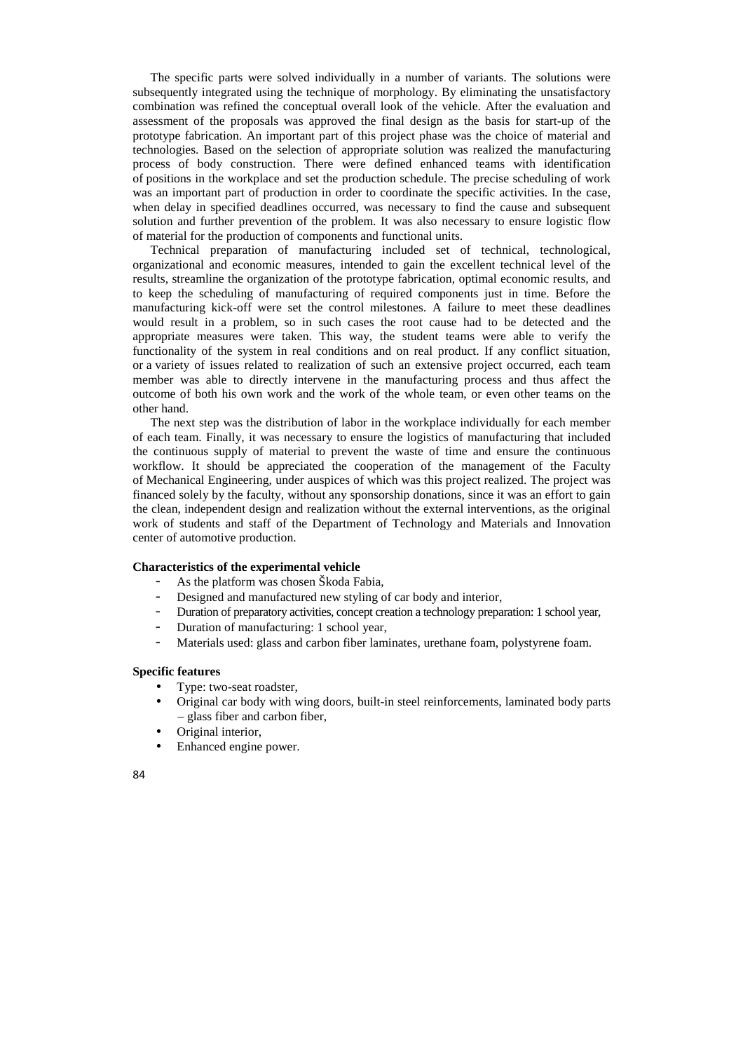The specific parts were solved individually in a number of variants. The solutions were subsequently integrated using the technique of morphology. By eliminating the unsatisfactory combination was refined the conceptual overall look of the vehicle. After the evaluation and assessment of the proposals was approved the final design as the basis for start-up of the prototype fabrication. An important part of this project phase was the choice of material and technologies. Based on the selection of appropriate solution was realized the manufacturing process of body construction. There were defined enhanced teams with identification of positions in the workplace and set the production schedule. The precise scheduling of work was an important part of production in order to coordinate the specific activities. In the case, when delay in specified deadlines occurred, was necessary to find the cause and subsequent solution and further prevention of the problem. It was also necessary to ensure logistic flow of material for the production of components and functional units.

Technical preparation of manufacturing included set of technical, technological, organizational and economic measures, intended to gain the excellent technical level of the results, streamline the organization of the prototype fabrication, optimal economic results, and to keep the scheduling of manufacturing of required components just in time. Before the manufacturing kick-off were set the control milestones. A failure to meet these deadlines would result in a problem, so in such cases the root cause had to be detected and the appropriate measures were taken. This way, the student teams were able to verify the functionality of the system in real conditions and on real product. If any conflict situation, or a variety of issues related to realization of such an extensive project occurred, each team member was able to directly intervene in the manufacturing process and thus affect the outcome of both his own work and the work of the whole team, or even other teams on the other hand.

The next step was the distribution of labor in the workplace individually for each member of each team. Finally, it was necessary to ensure the logistics of manufacturing that included the continuous supply of material to prevent the waste of time and ensure the continuous workflow. It should be appreciated the cooperation of the management of the Faculty of Mechanical Engineering, under auspices of which was this project realized. The project was financed solely by the faculty, without any sponsorship donations, since it was an effort to gain the clean, independent design and realization without the external interventions, as the original work of students and staff of the Department of Technology and Materials and Innovation center of automotive production.

**Characteristics of the experimental vehicle**

- As the platform was chosen Škoda Fabia,
- Designed and manufactured new styling of car body and interior,
- Duration of preparatory activities, concept creation a technology preparation: 1 school year,
- Duration of manufacturing: 1 school year,
- Materials used: glass and carbon fiber laminates, urethane foam, polystyrene foam.

**Specific features**

- Type: two-seat roadster,
- Original car body with wing doors, built-in steel reinforcements, laminated body parts – glass fiber and carbon fiber,
- Original interior,
- Enhanced engine power.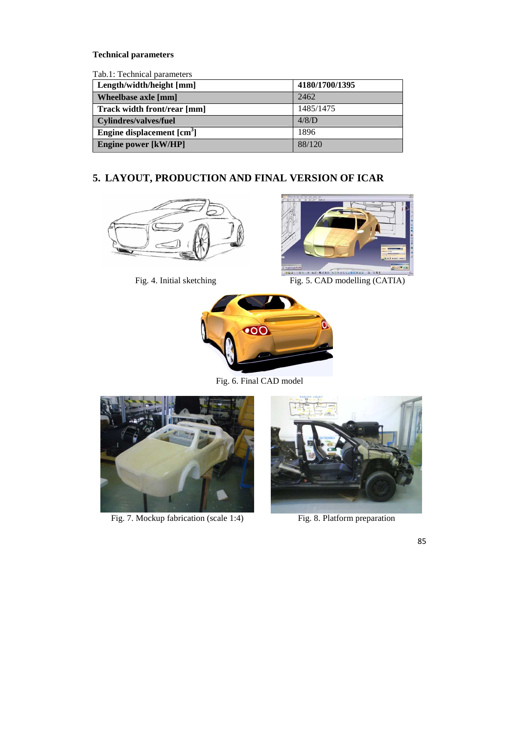**Technical parameters**

Tab.1: Technical parameters

| Length/width/height [mm] | 4180/1700/1395 |
|---|---|
| Wheelbase axle [mm] | 2462 |
| Track width front/rear [mm] | 1485/1475 |
| Cylindres/valves/fuel | 4/8/D |
| Engine displacement [cm$^3$] | 1896 |
| Engine power [kW/HP] | 88/120 |

## 5. LAYOUT, PRODUCTION AND FINAL VERSION OF ICAR

Fig. 4. Initial sketching

Fig. 5. CAD modelling (CATIA)

Fig. 6. Final CAD model

Fig. 7. Mockup fabrication (scale 1:4)

Fig. 8. Platform preparation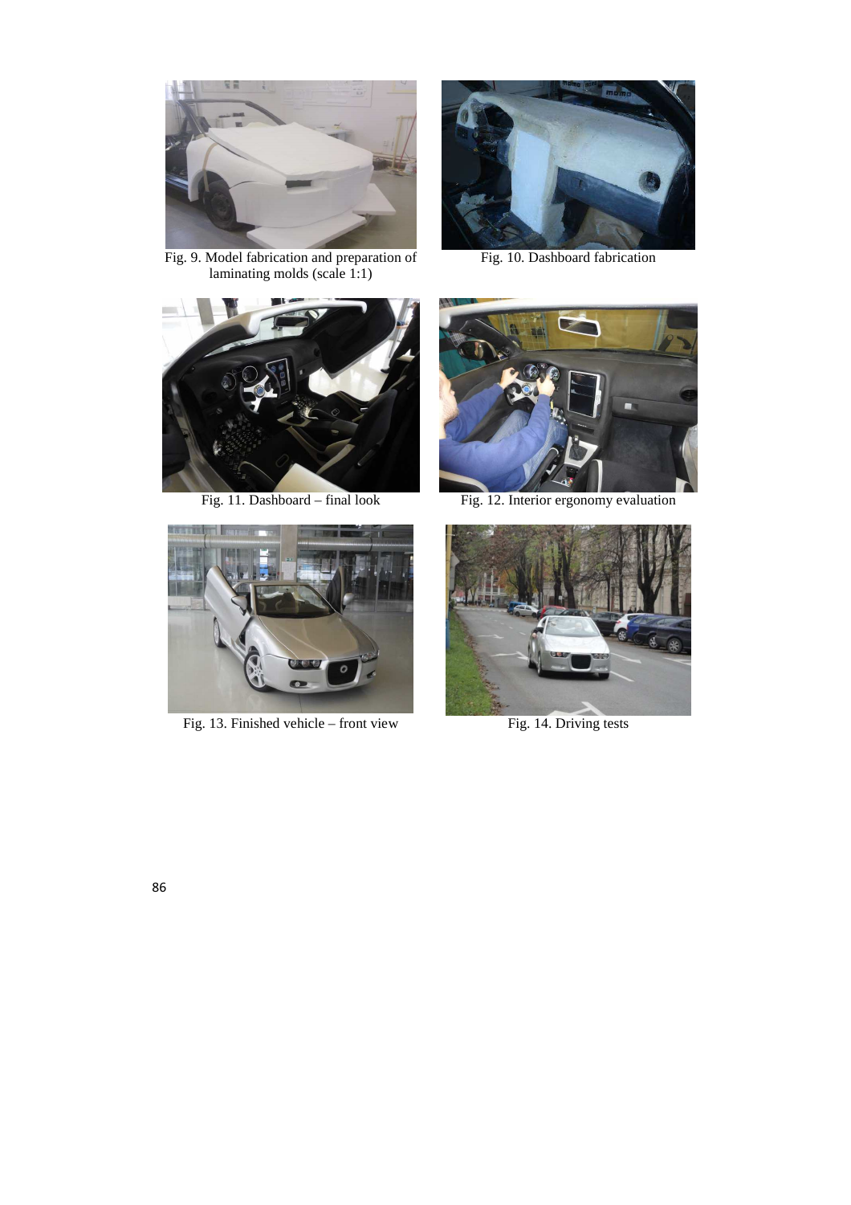Fig. 9. Model fabrication and preparation of laminating molds (scale 1:1)

Fig. 10. Dashboard fabrication

Fig. 11. Dashboard – final look

Fig. 12. Interior ergonomy evaluation

Fig. 13. Finished vehicle – front view

Fig. 14. Driving tests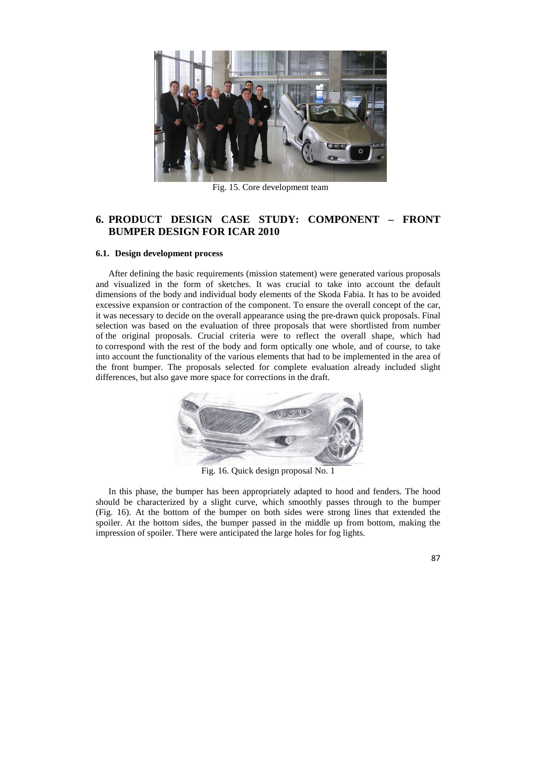Fig. 15. Core development team

## 6. PRODUCT DESIGN CASE STUDY: COMPONENT – FRONT BUMPER DESIGN FOR ICAR 2010

### 6.1. Design development process

After defining the basic requirements (mission statement) were generated various proposals and visualized in the form of sketches. It was crucial to take into account the default dimensions of the body and individual body elements of the Skoda Fabia. It has to be avoided excessive expansion or contraction of the component. To ensure the overall concept of the car, it was necessary to decide on the overall appearance using the pre-drawn quick proposals. Final selection was based on the evaluation of three proposals that were shortlisted from number of the original proposals. Crucial criteria were to reflect the overall shape, which had to correspond with the rest of the body and form optically one whole, and of course, to take into account the functionality of the various elements that had to be implemented in the area of the front bumper. The proposals selected for complete evaluation already included slight differences, but also gave more space for corrections in the draft.

Fig. 16. Quick design proposal No. 1

In this phase, the bumper has been appropriately adapted to hood and fenders. The hood should be characterized by a slight curve, which smoothly passes through to the bumper (Fig. 16). At the bottom of the bumper on both sides were strong lines that extended the spoiler. At the bottom sides, the bumper passed in the middle up from bottom, making the impression of spoiler. There were anticipated the large holes for fog lights.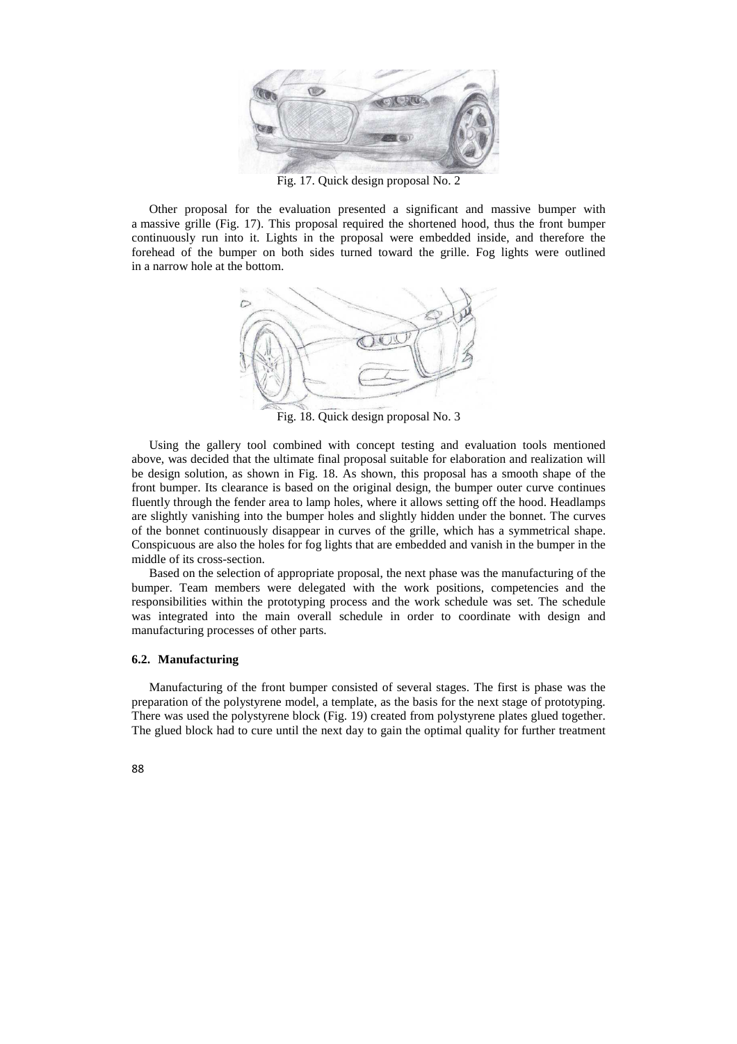Fig. 17. Quick design proposal No. 2

Other proposal for the evaluation presented a significant and massive bumper with a massive grille (Fig. 17). This proposal required the shortened hood, thus the front bumper continuously run into it. Lights in the proposal were embedded inside, and therefore the forehead of the bumper on both sides turned toward the grille. Fog lights were outlined in a narrow hole at the bottom.

Fig. 18. Quick design proposal No. 3

Using the gallery tool combined with concept testing and evaluation tools mentioned above, was decided that the ultimate final proposal suitable for elaboration and realization will be design solution, as shown in Fig. 18. As shown, this proposal has a smooth shape of the front bumper. Its clearance is based on the original design, the bumper outer curve continues fluently through the fender area to lamp holes, where it allows setting off the hood. Headlamps are slightly vanishing into the bumper holes and slightly hidden under the bonnet. The curves of the bonnet continuously disappear in curves of the grille, which has a symmetrical shape. Conspicuous are also the holes for fog lights that are embedded and vanish in the bumper in the middle of its cross-section.

Based on the selection of appropriate proposal, the next phase was the manufacturing of the bumper. Team members were delegated with the work positions, competencies and the responsibilities within the prototyping process and the work schedule was set. The schedule was integrated into the main overall schedule in order to coordinate with design and manufacturing processes of other parts.

### 6.2. Manufacturing

Manufacturing of the front bumper consisted of several stages. The first is phase was the preparation of the polystyrene model, a template, as the basis for the next stage of prototyping. There was used the polystyrene block (Fig. 19) created from polystyrene plates glued together. The glued block had to cure until the next day to gain the optimal quality for further treatment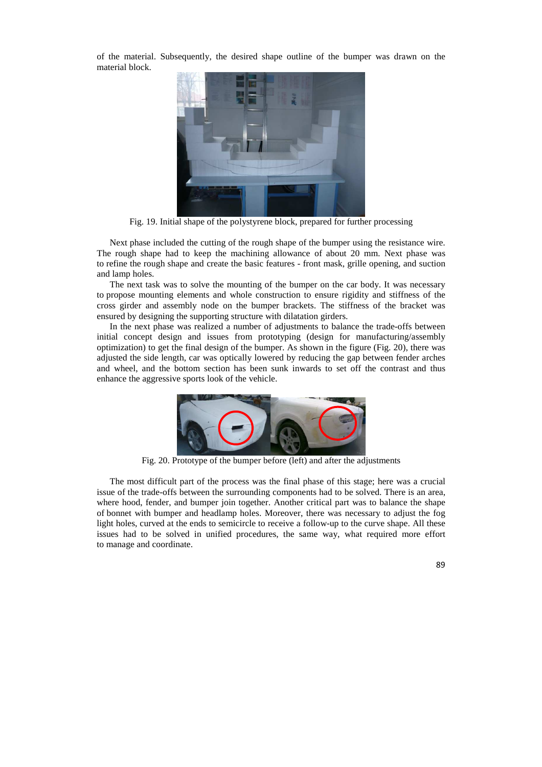of the material. Subsequently, the desired shape outline of the bumper was drawn on the material block.

Fig. 19. Initial shape of the polystyrene block, prepared for further processing

Next phase included the cutting of the rough shape of the bumper using the resistance wire. The rough shape had to keep the machining allowance of about 20 mm. Next phase was to refine the rough shape and create the basic features - front mask, grille opening, and suction and lamp holes.

The next task was to solve the mounting of the bumper on the car body. It was necessary to propose mounting elements and whole construction to ensure rigidity and stiffness of the cross girder and assembly node on the bumper brackets. The stiffness of the bracket was ensured by designing the supporting structure with dilatation girders.

In the next phase was realized a number of adjustments to balance the trade-offs between initial concept design and issues from prototyping (design for manufacturing/assembly optimization) to get the final design of the bumper. As shown in the figure (Fig. 20), there was adjusted the side length, car was optically lowered by reducing the gap between fender arches and wheel, and the bottom section has been sunk inwards to set off the contrast and thus enhance the aggressive sports look of the vehicle.

Fig. 20. Prototype of the bumper before (left) and after the adjustments

The most difficult part of the process was the final phase of this stage; here was a crucial issue of the trade-offs between the surrounding components had to be solved. There is an area, where hood, fender, and bumper join together. Another critical part was to balance the shape of bonnet with bumper and headlamp holes. Moreover, there was necessary to adjust the fog light holes, curved at the ends to semicircle to receive a follow-up to the curve shape. All these issues had to be solved in unified procedures, the same way, what required more effort to manage and coordinate.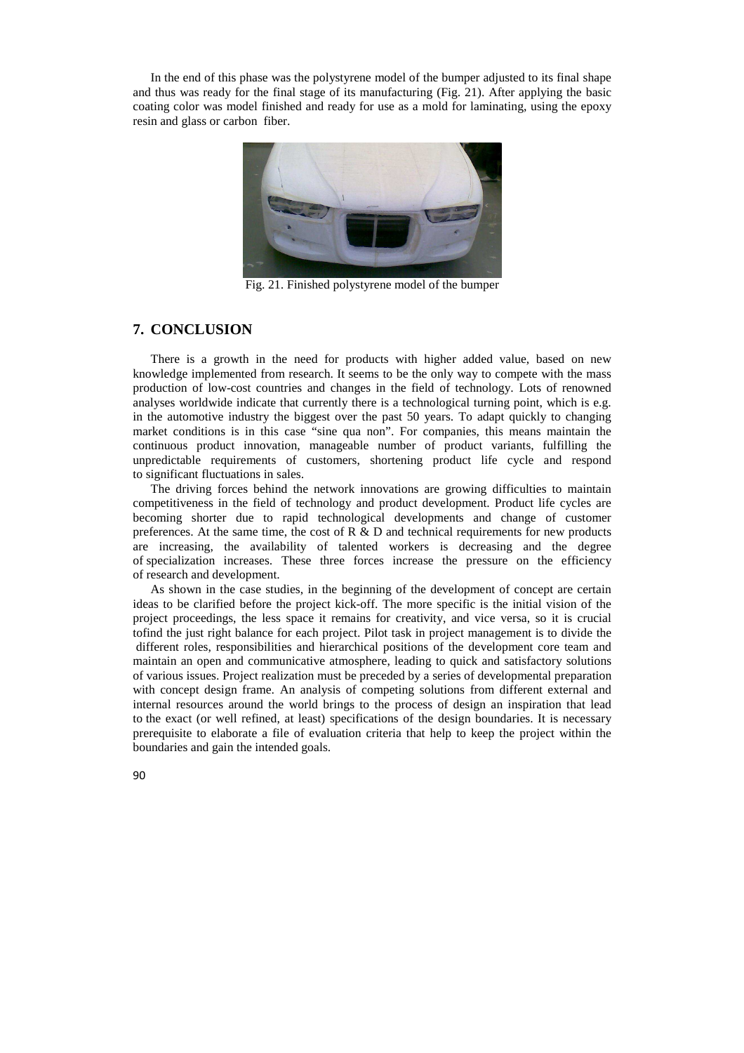In the end of this phase was the polystyrene model of the bumper adjusted to its final shape and thus was ready for the final stage of its manufacturing (Fig. 21). After applying the basic coating color was model finished and ready for use as a mold for laminating, using the epoxy resin and glass or carbon fiber.

Fig. 21. Finished polystyrene model of the bumper

## 7. CONCLUSION

There is a growth in the need for products with higher added value, based on new knowledge implemented from research. It seems to be the only way to compete with the mass production of low-cost countries and changes in the field of technology. Lots of renowned analyses worldwide indicate that currently there is a technological turning point, which is e.g. in the automotive industry the biggest over the past 50 years. To adapt quickly to changing market conditions is in this case "sine qua non". For companies, this means maintain the continuous product innovation, manageable number of product variants, fulfilling the unpredictable requirements of customers, shortening product life cycle and respond to significant fluctuations in sales.

The driving forces behind the network innovations are growing difficulties to maintain competitiveness in the field of technology and product development. Product life cycles are becoming shorter due to rapid technological developments and change of customer preferences. At the same time, the cost of R & D and technical requirements for new products are increasing, the availability of talented workers is decreasing and the degree of specialization increases. These three forces increase the pressure on the efficiency of research and development.

As shown in the case studies, in the beginning of the development of concept are certain ideas to be clarified before the project kick-off. The more specific is the initial vision of the project proceedings, the less space it remains for creativity, and vice versa, so it is crucial tofind the just right balance for each project. Pilot task in project management is to divide the different roles, responsibilities and hierarchical positions of the development core team and maintain an open and communicative atmosphere, leading to quick and satisfactory solutions of various issues. Project realization must be preceded by a series of developmental preparation with concept design frame. An analysis of competing solutions from different external and internal resources around the world brings to the process of design an inspiration that lead to the exact (or well refined, at least) specifications of the design boundaries. It is necessary prerequisite to elaborate a file of evaluation criteria that help to keep the project within the boundaries and gain the intended goals.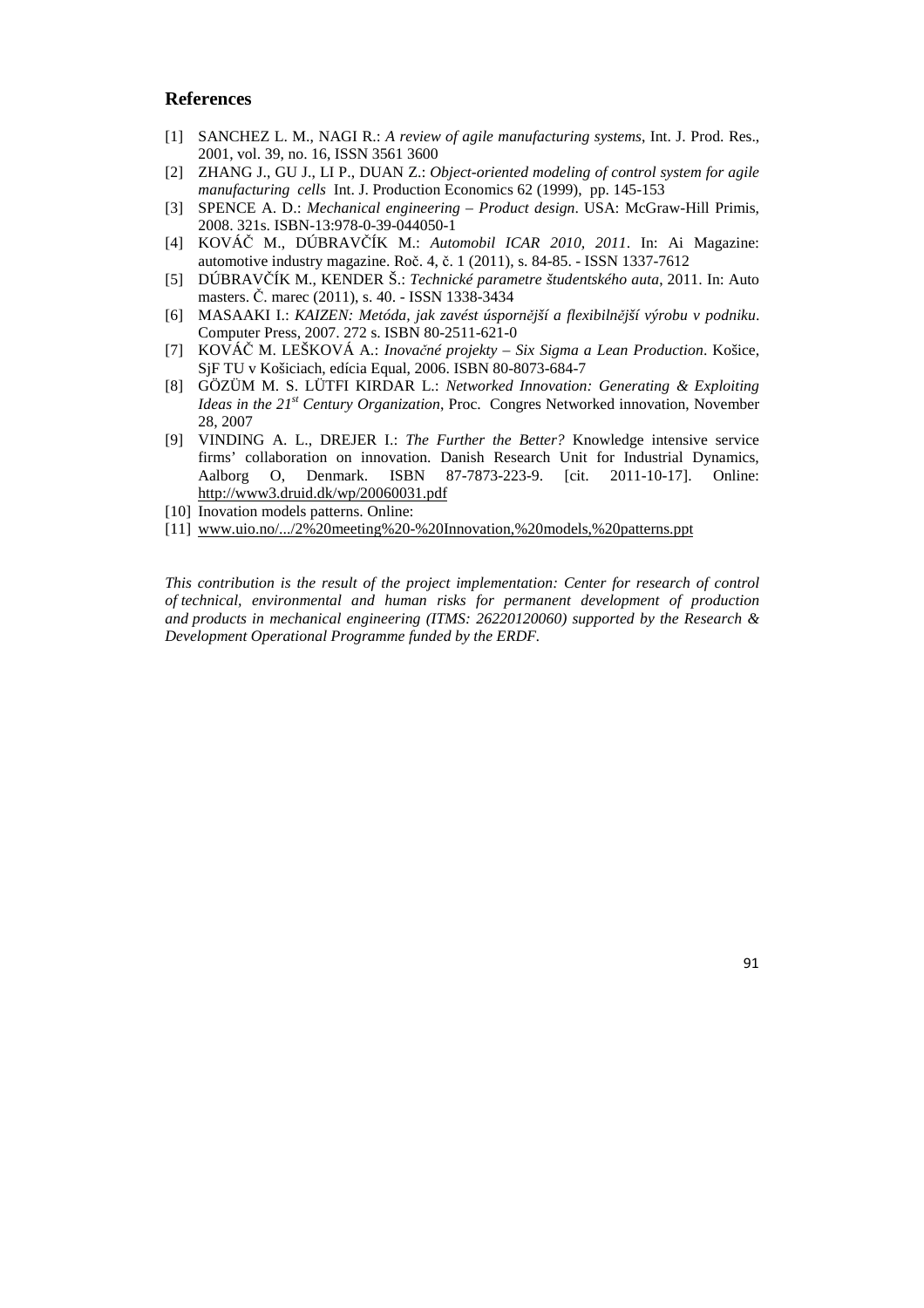## References

[1] SANCHEZ L. M., NAGI R.: *A review of agile manufacturing systems*, Int. J. Prod. Res., 2001, vol. 39, no. 16, ISSN 3561 3600

[2] ZHANG J., GU J., LI P., DUAN Z.: *Object-oriented modeling of control system for agile manufacturing cells* Int. J. Production Economics 62 (1999), pp. 145-153

[3] SPENCE A. D.: *Mechanical engineering – Product design*. USA: McGraw-Hill Primis, 2008. 321s. ISBN-13:978-0-39-044050-1

[4] KOVÁČ M., DÚBRAVČÍK M.: *Automobil ICAR 2010, 2011*. In: Ai Magazine: automotive industry magazine. Roč. 4, č. 1 (2011), s. 84-85. - ISSN 1337-7612

[5] DÚBRAVČÍK M., KENDER Š.: *Technické parametre študentského auta*, 2011. In: Auto masters. Č. marec (2011), s. 40. - ISSN 1338-3434

[6] MASAAKI I.: *KAIZEN: Metóda, jak zavést úspornější a flexibilnější výrobu v podniku*. Computer Press, 2007. 272 s. ISBN 80-2511-621-0

[7] KOVÁČ M. LEŠKOVÁ A.: *Inovačné projekty – Six Sigma a Lean Production*. Košice, SjF TU v Košiciach, edícia Equal, 2006. ISBN 80-8073-684-7

[8] GÖZÜM M. S. LÜTFI KIRDAR L.: *Networked Innovation: Generating & Exploiting Ideas in the 21st Century Organization*, Proc. Congres Networked innovation, November 28, 2007

[9] VINDING A. L., DREJER I.: *The Further the Better?* Knowledge intensive service firms' collaboration on innovation. Danish Research Unit for Industrial Dynamics, Aalborg O, Denmark. ISBN 87-7873-223-9. [cit. 2011-10-17]. Online: http://www3.druid.dk/wp/20060031.pdf

[10] Inovation models patterns. Online:

[11] www.uio.no/.../2%20meeting%20-%20Innovation,%20models,%20patterns.ppt

*This contribution is the result of the project implementation: Center for research of control of technical, environmental and human risks for permanent development of production and products in mechanical engineering (ITMS: 26220120060) supported by the Research & Development Operational Programme funded by the ERDF.*